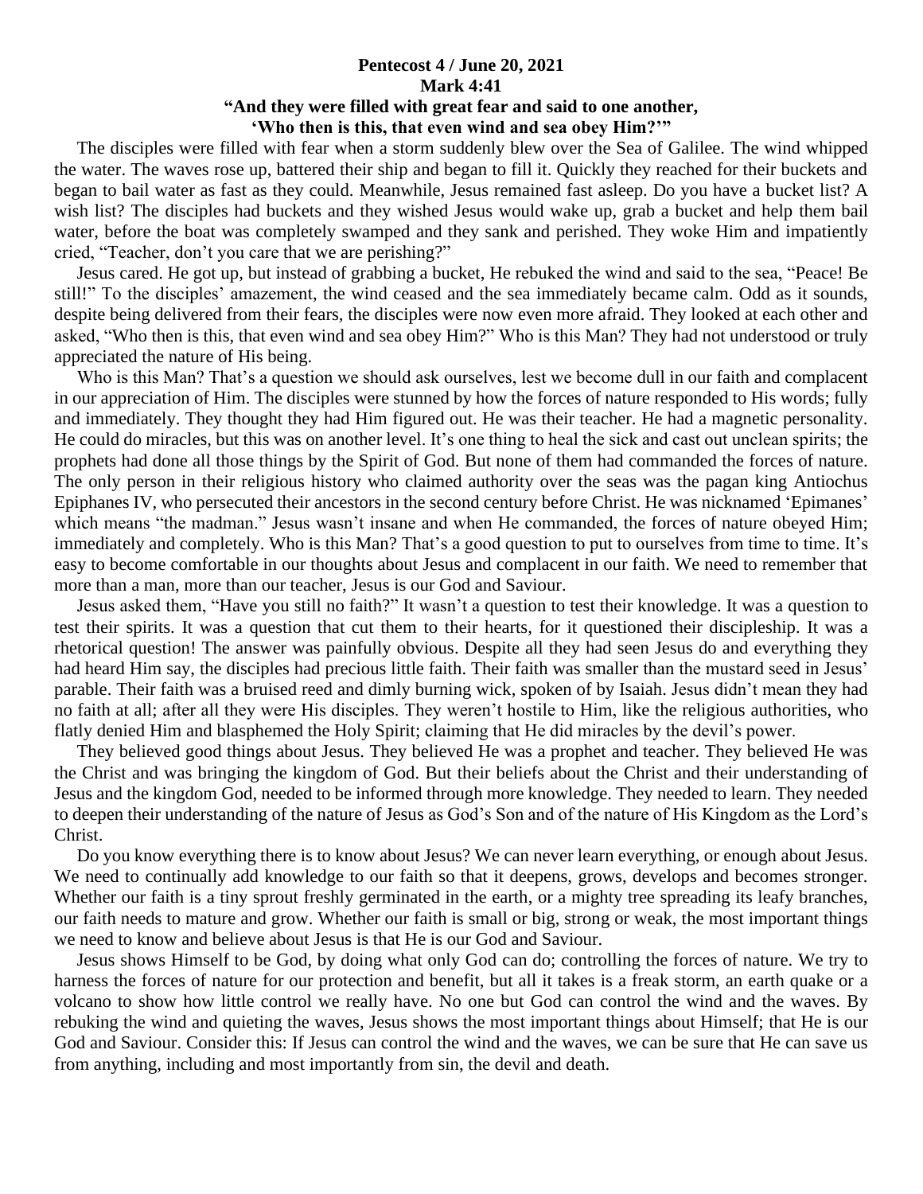**Pentecost 4 / June 20, 2021**
**Mark 4:41**
**"And they were filled with great fear and said to one another, 'Who then is this, that even wind and sea obey Him?'"**

The disciples were filled with fear when a storm suddenly blew over the Sea of Galilee. The wind whipped the water. The waves rose up, battered their ship and began to fill it. Quickly they reached for their buckets and began to bail water as fast as they could. Meanwhile, Jesus remained fast asleep. Do you have a bucket list? A wish list? The disciples had buckets and they wished Jesus would wake up, grab a bucket and help them bail water, before the boat was completely swamped and they sank and perished. They woke Him and impatiently cried, "Teacher, don't you care that we are perishing?"

Jesus cared. He got up, but instead of grabbing a bucket, He rebuked the wind and said to the sea, "Peace! Be still!" To the disciples' amazement, the wind ceased and the sea immediately became calm. Odd as it sounds, despite being delivered from their fears, the disciples were now even more afraid. They looked at each other and asked, "Who then is this, that even wind and sea obey Him?" Who is this Man? They had not understood or truly appreciated the nature of His being.

Who is this Man? That's a question we should ask ourselves, lest we become dull in our faith and complacent in our appreciation of Him. The disciples were stunned by how the forces of nature responded to His words; fully and immediately. They thought they had Him figured out. He was their teacher. He had a magnetic personality. He could do miracles, but this was on another level. It's one thing to heal the sick and cast out unclean spirits; the prophets had done all those things by the Spirit of God. But none of them had commanded the forces of nature. The only person in their religious history who claimed authority over the seas was the pagan king Antiochus Epiphanes IV, who persecuted their ancestors in the second century before Christ. He was nicknamed 'Epimanes' which means "the madman." Jesus wasn't insane and when He commanded, the forces of nature obeyed Him; immediately and completely. Who is this Man? That's a good question to put to ourselves from time to time. It's easy to become comfortable in our thoughts about Jesus and complacent in our faith. We need to remember that more than a man, more than our teacher, Jesus is our God and Saviour.

Jesus asked them, "Have you still no faith?" It wasn't a question to test their knowledge. It was a question to test their spirits. It was a question that cut them to their hearts, for it questioned their discipleship. It was a rhetorical question! The answer was painfully obvious. Despite all they had seen Jesus do and everything they had heard Him say, the disciples had precious little faith. Their faith was smaller than the mustard seed in Jesus' parable. Their faith was a bruised reed and dimly burning wick, spoken of by Isaiah. Jesus didn't mean they had no faith at all; after all they were His disciples. They weren't hostile to Him, like the religious authorities, who flatly denied Him and blasphemed the Holy Spirit; claiming that He did miracles by the devil's power.

They believed good things about Jesus. They believed He was a prophet and teacher. They believed He was the Christ and was bringing the kingdom of God. But their beliefs about the Christ and their understanding of Jesus and the kingdom God, needed to be informed through more knowledge. They needed to learn. They needed to deepen their understanding of the nature of Jesus as God's Son and of the nature of His Kingdom as the Lord's Christ.

Do you know everything there is to know about Jesus? We can never learn everything, or enough about Jesus. We need to continually add knowledge to our faith so that it deepens, grows, develops and becomes stronger. Whether our faith is a tiny sprout freshly germinated in the earth, or a mighty tree spreading its leafy branches, our faith needs to mature and grow. Whether our faith is small or big, strong or weak, the most important things we need to know and believe about Jesus is that He is our God and Saviour.

Jesus shows Himself to be God, by doing what only God can do; controlling the forces of nature. We try to harness the forces of nature for our protection and benefit, but all it takes is a freak storm, an earth quake or a volcano to show how little control we really have. No one but God can control the wind and the waves. By rebuking the wind and quieting the waves, Jesus shows the most important things about Himself; that He is our God and Saviour. Consider this: If Jesus can control the wind and the waves, we can be sure that He can save us from anything, including and most importantly from sin, the devil and death.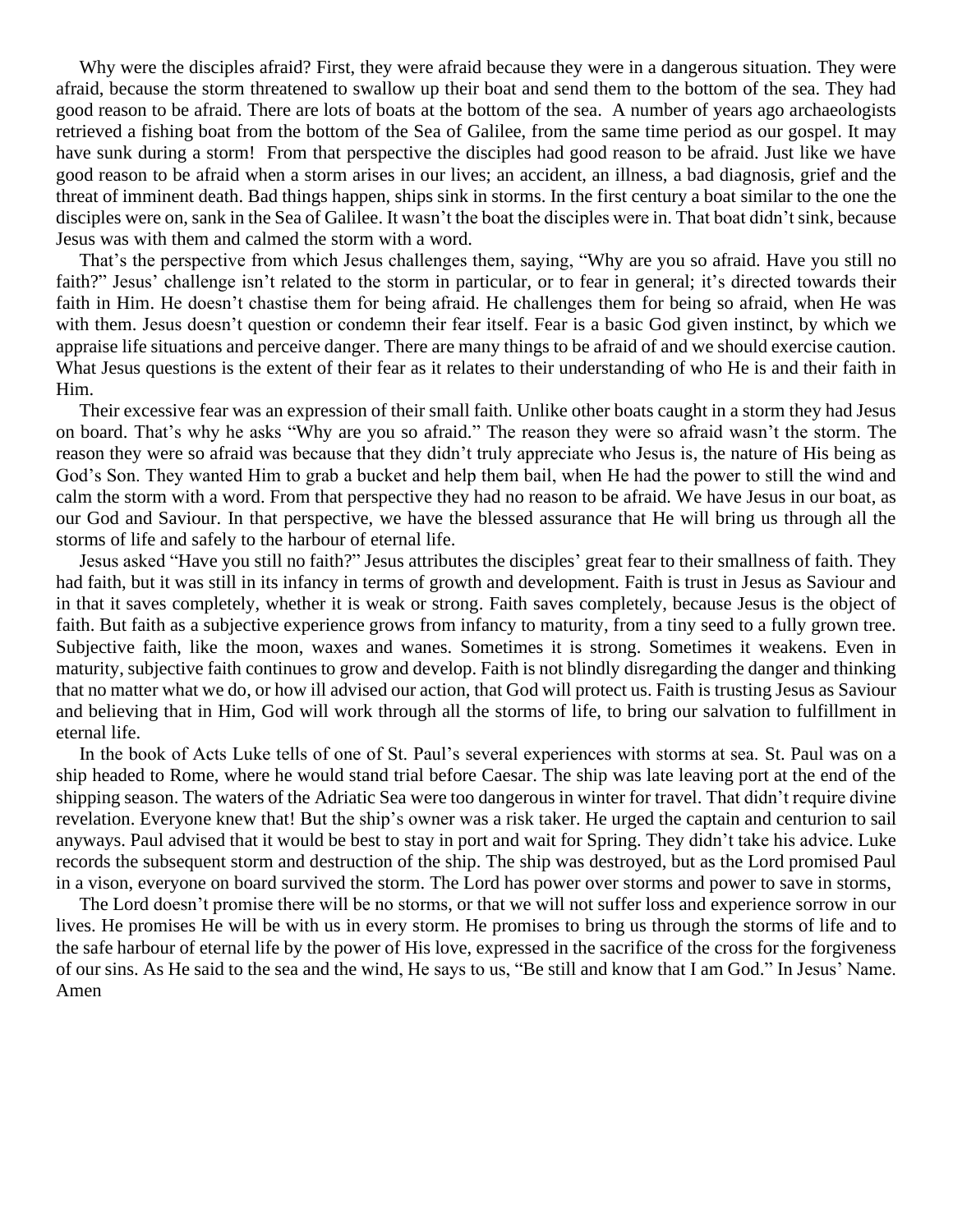Why were the disciples afraid? First, they were afraid because they were in a dangerous situation. They were afraid, because the storm threatened to swallow up their boat and send them to the bottom of the sea. They had good reason to be afraid. There are lots of boats at the bottom of the sea. A number of years ago archaeologists retrieved a fishing boat from the bottom of the Sea of Galilee, from the same time period as our gospel. It may have sunk during a storm! From that perspective the disciples had good reason to be afraid. Just like we have good reason to be afraid when a storm arises in our lives; an accident, an illness, a bad diagnosis, grief and the threat of imminent death. Bad things happen, ships sink in storms. In the first century a boat similar to the one the disciples were on, sank in the Sea of Galilee. It wasn't the boat the disciples were in. That boat didn't sink, because Jesus was with them and calmed the storm with a word.

That's the perspective from which Jesus challenges them, saying, "Why are you so afraid. Have you still no faith?" Jesus' challenge isn't related to the storm in particular, or to fear in general; it's directed towards their faith in Him. He doesn't chastise them for being afraid. He challenges them for being so afraid, when He was with them. Jesus doesn't question or condemn their fear itself. Fear is a basic God given instinct, by which we appraise life situations and perceive danger. There are many things to be afraid of and we should exercise caution. What Jesus questions is the extent of their fear as it relates to their understanding of who He is and their faith in Him.

Their excessive fear was an expression of their small faith. Unlike other boats caught in a storm they had Jesus on board. That's why he asks "Why are you so afraid." The reason they were so afraid wasn't the storm. The reason they were so afraid was because that they didn't truly appreciate who Jesus is, the nature of His being as God's Son. They wanted Him to grab a bucket and help them bail, when He had the power to still the wind and calm the storm with a word. From that perspective they had no reason to be afraid. We have Jesus in our boat, as our God and Saviour. In that perspective, we have the blessed assurance that He will bring us through all the storms of life and safely to the harbour of eternal life.

Jesus asked "Have you still no faith?" Jesus attributes the disciples' great fear to their smallness of faith. They had faith, but it was still in its infancy in terms of growth and development. Faith is trust in Jesus as Saviour and in that it saves completely, whether it is weak or strong. Faith saves completely, because Jesus is the object of faith. But faith as a subjective experience grows from infancy to maturity, from a tiny seed to a fully grown tree. Subjective faith, like the moon, waxes and wanes. Sometimes it is strong. Sometimes it weakens. Even in maturity, subjective faith continues to grow and develop. Faith is not blindly disregarding the danger and thinking that no matter what we do, or how ill advised our action, that God will protect us. Faith is trusting Jesus as Saviour and believing that in Him, God will work through all the storms of life, to bring our salvation to fulfillment in eternal life.

In the book of Acts Luke tells of one of St. Paul's several experiences with storms at sea. St. Paul was on a ship headed to Rome, where he would stand trial before Caesar. The ship was late leaving port at the end of the shipping season. The waters of the Adriatic Sea were too dangerous in winter for travel. That didn't require divine revelation. Everyone knew that! But the ship's owner was a risk taker. He urged the captain and centurion to sail anyways. Paul advised that it would be best to stay in port and wait for Spring. They didn't take his advice. Luke records the subsequent storm and destruction of the ship. The ship was destroyed, but as the Lord promised Paul in a vison, everyone on board survived the storm. The Lord has power over storms and power to save in storms,

The Lord doesn't promise there will be no storms, or that we will not suffer loss and experience sorrow in our lives. He promises He will be with us in every storm. He promises to bring us through the storms of life and to the safe harbour of eternal life by the power of His love, expressed in the sacrifice of the cross for the forgiveness of our sins. As He said to the sea and the wind, He says to us, "Be still and know that I am God." In Jesus' Name. Amen